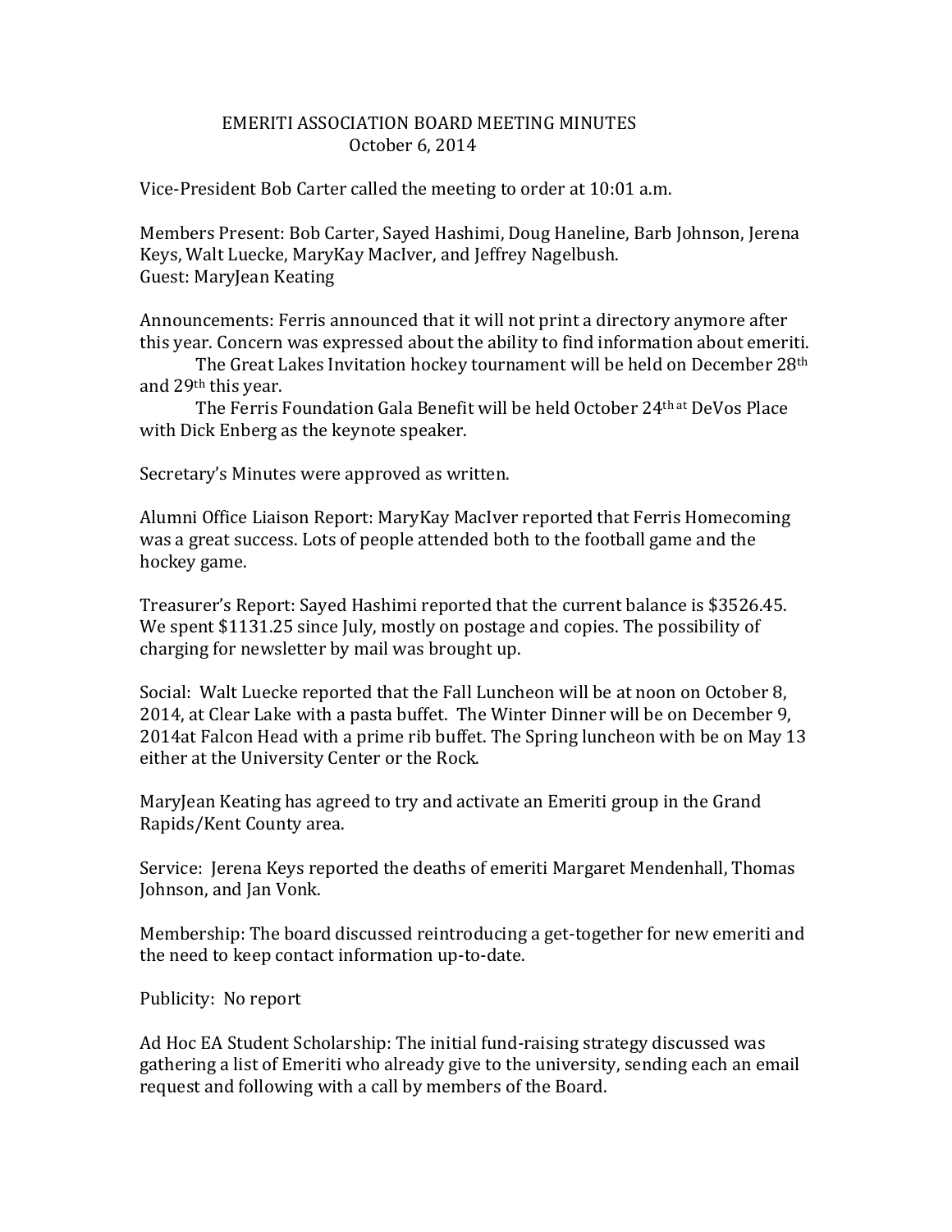# EMERITI ASSOCIATION BOARD MEETING MINUTES
## October 6, 2014

Vice-President Bob Carter called the meeting to order at 10:01 a.m.

Members Present: Bob Carter, Sayed Hashimi, Doug Haneline, Barb Johnson, Jerena Keys, Walt Luecke, MaryKay MacIver, and Jeffrey Nagelbush.
Guest: MaryJean Keating

Announcements: Ferris announced that it will not print a directory anymore after this year. Concern was expressed about the ability to find information about emeriti.

The Great Lakes Invitation hockey tournament will be held on December 28th and 29th this year.

The Ferris Foundation Gala Benefit will be held October 24th at DeVos Place with Dick Enberg as the keynote speaker.

Secretary's Minutes were approved as written.

Alumni Office Liaison Report: MaryKay MacIver reported that Ferris Homecoming was a great success. Lots of people attended both to the football game and the hockey game.

Treasurer's Report: Sayed Hashimi reported that the current balance is $3526.45. We spent $1131.25 since July, mostly on postage and copies. The possibility of charging for newsletter by mail was brought up.

Social: Walt Luecke reported that the Fall Luncheon will be at noon on October 8, 2014, at Clear Lake with a pasta buffet. The Winter Dinner will be on December 9, 2014at Falcon Head with a prime rib buffet. The Spring luncheon with be on May 13 either at the University Center or the Rock.

MaryJean Keating has agreed to try and activate an Emeriti group in the Grand Rapids/Kent County area.

Service: Jerena Keys reported the deaths of emeriti Margaret Mendenhall, Thomas Johnson, and Jan Vonk.

Membership: The board discussed reintroducing a get-together for new emeriti and the need to keep contact information up-to-date.

Publicity: No report

Ad Hoc EA Student Scholarship: The initial fund-raising strategy discussed was gathering a list of Emeriti who already give to the university, sending each an email request and following with a call by members of the Board.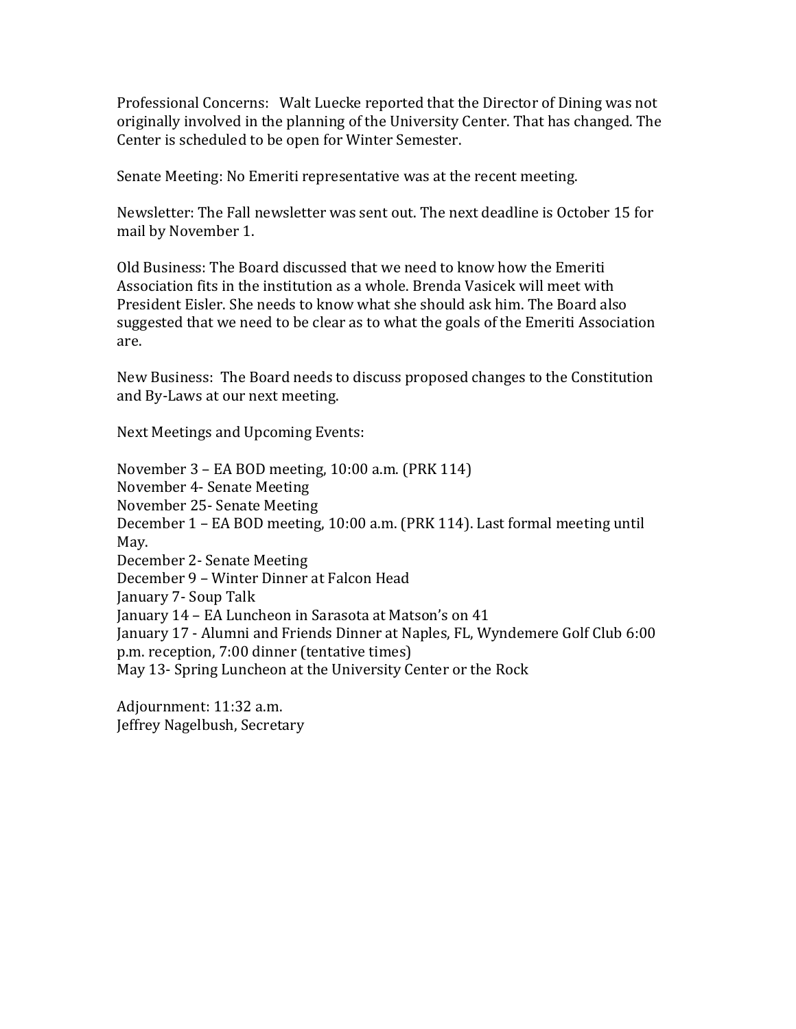Professional Concerns: Walt Luecke reported that the Director of Dining was not originally involved in the planning of the University Center. That has changed. The Center is scheduled to be open for Winter Semester.

Senate Meeting: No Emeriti representative was at the recent meeting.

Newsletter: The Fall newsletter was sent out. The next deadline is October 15 for mail by November 1.

Old Business: The Board discussed that we need to know how the Emeriti Association fits in the institution as a whole. Brenda Vasicek will meet with President Eisler. She needs to know what she should ask him. The Board also suggested that we need to be clear as to what the goals of the Emeriti Association are.

New Business: The Board needs to discuss proposed changes to the Constitution and By-Laws at our next meeting.

Next Meetings and Upcoming Events:

November 3 – EA BOD meeting, 10:00 a.m. (PRK 114)
November 4- Senate Meeting
November 25- Senate Meeting
December 1 – EA BOD meeting, 10:00 a.m. (PRK 114). Last formal meeting until May.
December 2- Senate Meeting
December 9 – Winter Dinner at Falcon Head
January 7- Soup Talk
January 14 – EA Luncheon in Sarasota at Matson's on 41
January 17 - Alumni and Friends Dinner at Naples, FL, Wyndemere Golf Club 6:00 p.m. reception, 7:00 dinner (tentative times)
May 13- Spring Luncheon at the University Center or the Rock

Adjournment: 11:32 a.m.
Jeffrey Nagelbush, Secretary